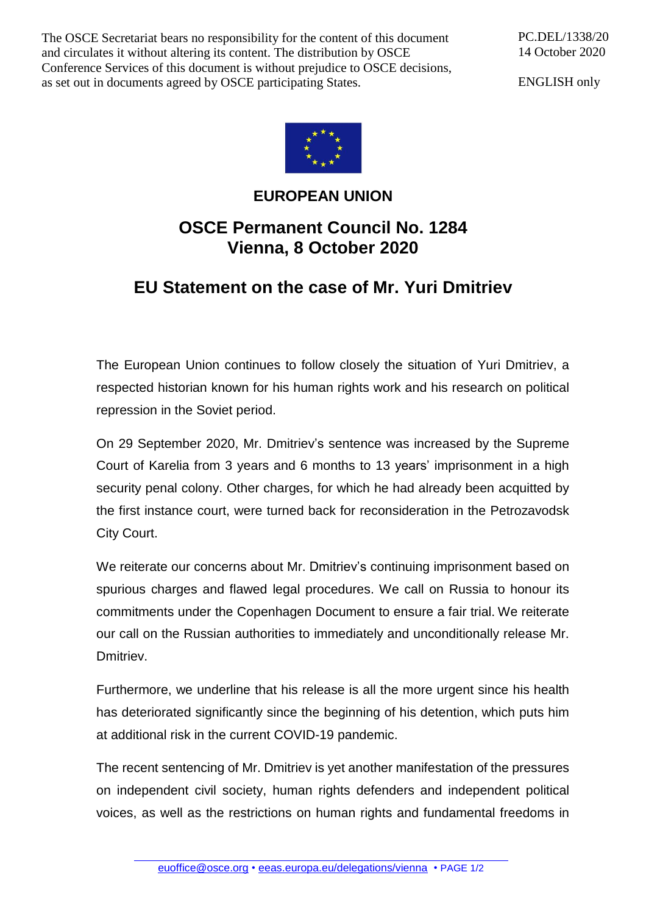The OSCE Secretariat bears no responsibility for the content of this document and circulates it without altering its content. The distribution by OSCE Conference Services of this document is without prejudice to OSCE decisions, as set out in documents agreed by OSCE participating States.

PC.DEL/1338/20
14 October 2020

ENGLISH only

# EUROPEAN UNION

## OSCE Permanent Council No. 1284
## Vienna, 8 October 2020

## EU Statement on the case of Mr. Yuri Dmitriev

The European Union continues to follow closely the situation of Yuri Dmitriev, a respected historian known for his human rights work and his research on political repression in the Soviet period.

On 29 September 2020, Mr. Dmitriev's sentence was increased by the Supreme Court of Karelia from 3 years and 6 months to 13 years' imprisonment in a high security penal colony. Other charges, for which he had already been acquitted by the first instance court, were turned back for reconsideration in the Petrozavodsk City Court.

We reiterate our concerns about Mr. Dmitriev's continuing imprisonment based on spurious charges and flawed legal procedures. We call on Russia to honour its commitments under the Copenhagen Document to ensure a fair trial. We reiterate our call on the Russian authorities to immediately and unconditionally release Mr. Dmitriev.

Furthermore, we underline that his release is all the more urgent since his health has deteriorated significantly since the beginning of his detention, which puts him at additional risk in the current COVID-19 pandemic.

The recent sentencing of Mr. Dmitriev is yet another manifestation of the pressures on independent civil society, human rights defenders and independent political voices, as well as the restrictions on human rights and fundamental freedoms in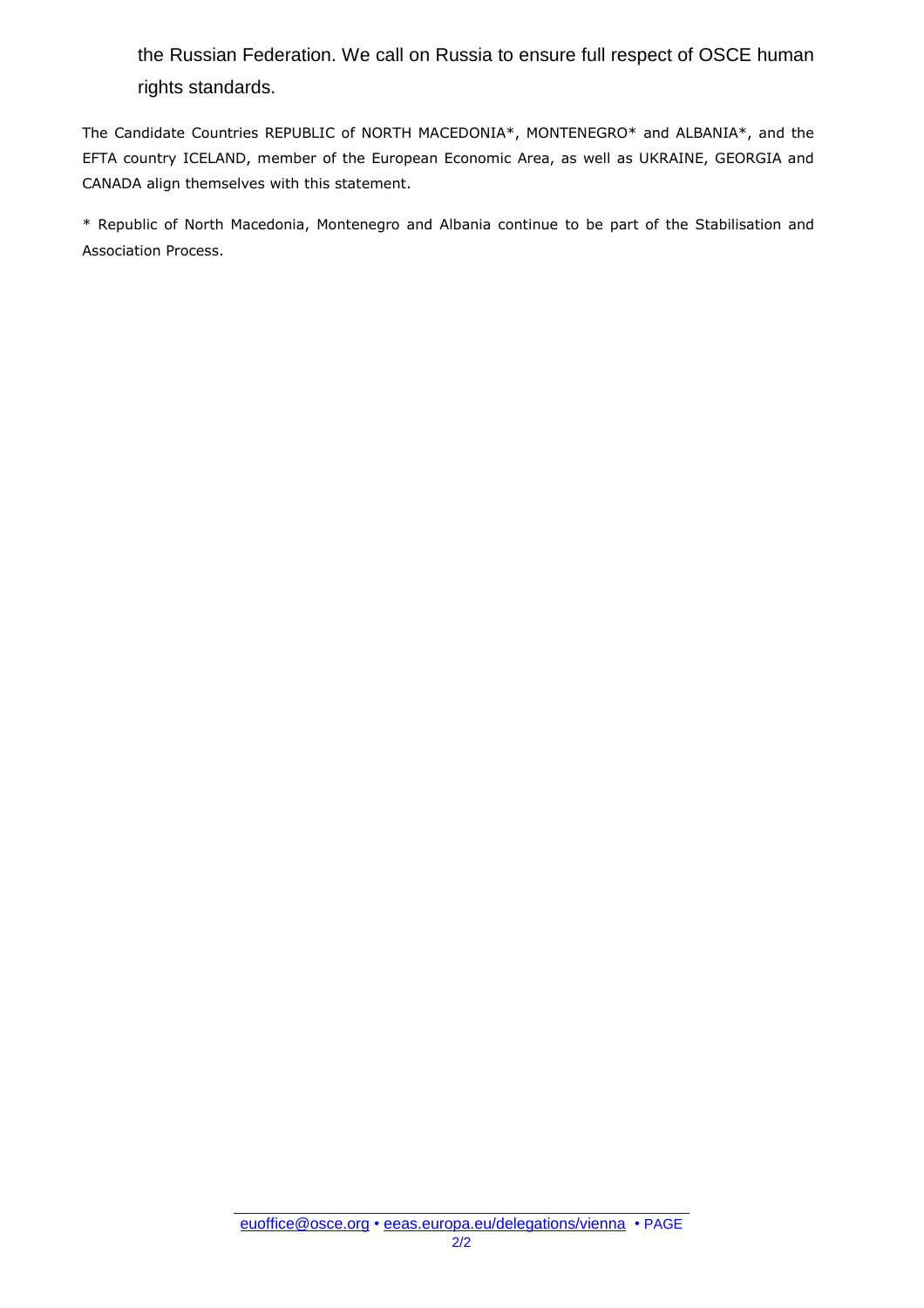the Russian Federation. We call on Russia to ensure full respect of OSCE human rights standards.

The Candidate Countries REPUBLIC of NORTH MACEDONIA*, MONTENEGRO* and ALBANIA*, and the EFTA country ICELAND, member of the European Economic Area, as well as UKRAINE, GEORGIA and CANADA align themselves with this statement.

* Republic of North Macedonia, Montenegro and Albania continue to be part of the Stabilisation and Association Process.